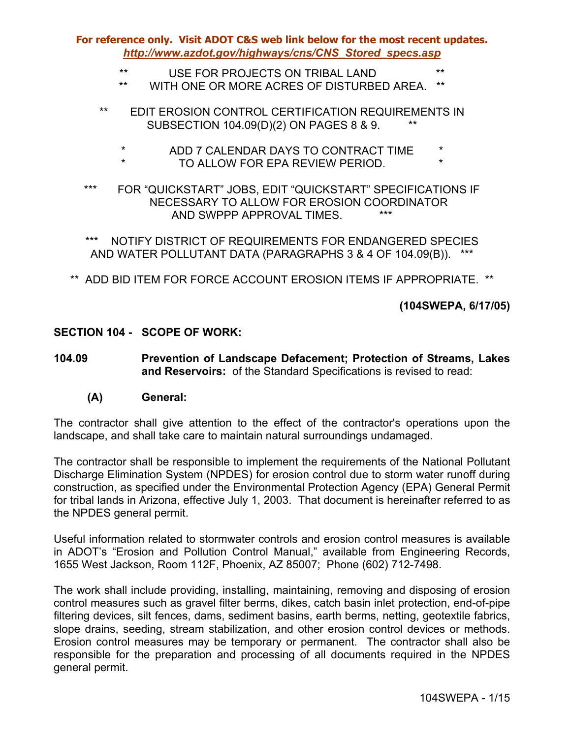**For reference only. Visit ADOT C&S web link below for the most recent updates.**
***http://www.azdot.gov/highways/cns/CNS_Stored_specs.asp***

** USE FOR PROJECTS ON TRIBAL LAND **
** WITH ONE OR MORE ACRES OF DISTURBED AREA. **

** EDIT EROSION CONTROL CERTIFICATION REQUIREMENTS IN SUBSECTION 104.09(D)(2) ON PAGES 8 & 9. **

* ADD 7 CALENDAR DAYS TO CONTRACT TIME *
* TO ALLOW FOR EPA REVIEW PERIOD. *

*** FOR "QUICKSTART" JOBS, EDIT "QUICKSTART" SPECIFICATIONS IF NECESSARY TO ALLOW FOR EROSION COORDINATOR AND SWPPP APPROVAL TIMES. ***

*** NOTIFY DISTRICT OF REQUIREMENTS FOR ENDANGERED SPECIES AND WATER POLLUTANT DATA (PARAGRAPHS 3 & 4 OF 104.09(B)). ***

** ADD BID ITEM FOR FORCE ACCOUNT EROSION ITEMS IF APPROPRIATE. **

**(104SWEPA, 6/17/05)**

## SECTION 104 - SCOPE OF WORK:

**104.09 Prevention of Landscape Defacement; Protection of Streams, Lakes and Reservoirs:** of the Standard Specifications is revised to read:

### (A) General:

The contractor shall give attention to the effect of the contractor's operations upon the landscape, and shall take care to maintain natural surroundings undamaged.

The contractor shall be responsible to implement the requirements of the National Pollutant Discharge Elimination System (NPDES) for erosion control due to storm water runoff during construction, as specified under the Environmental Protection Agency (EPA) General Permit for tribal lands in Arizona, effective July 1, 2003. That document is hereinafter referred to as the NPDES general permit.

Useful information related to stormwater controls and erosion control measures is available in ADOT's "Erosion and Pollution Control Manual," available from Engineering Records, 1655 West Jackson, Room 112F, Phoenix, AZ 85007; Phone (602) 712-7498.

The work shall include providing, installing, maintaining, removing and disposing of erosion control measures such as gravel filter berms, dikes, catch basin inlet protection, end-of-pipe filtering devices, silt fences, dams, sediment basins, earth berms, netting, geotextile fabrics, slope drains, seeding, stream stabilization, and other erosion control devices or methods. Erosion control measures may be temporary or permanent. The contractor shall also be responsible for the preparation and processing of all documents required in the NPDES general permit.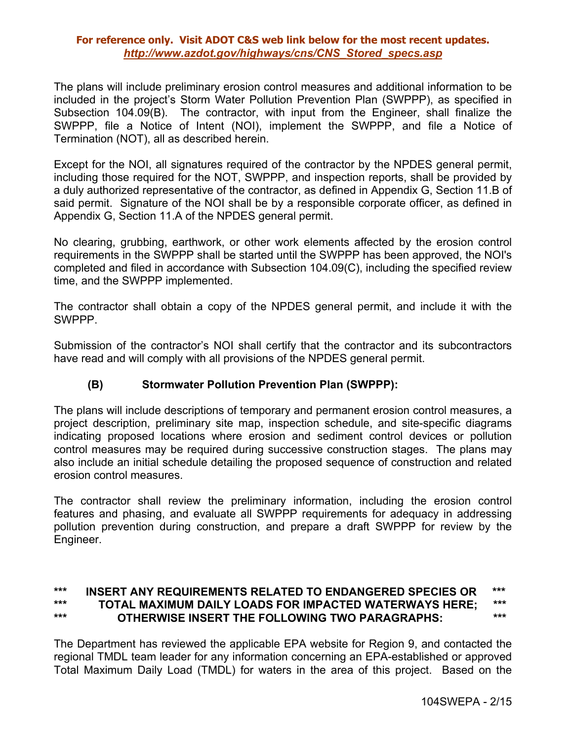**For reference only. Visit ADOT C&S web link below for the most recent updates.**
***http://www.azdot.gov/highways/cns/CNS_Stored_specs.asp***

The plans will include preliminary erosion control measures and additional information to be included in the project's Storm Water Pollution Prevention Plan (SWPPP), as specified in Subsection 104.09(B). The contractor, with input from the Engineer, shall finalize the SWPPP, file a Notice of Intent (NOI), implement the SWPPP, and file a Notice of Termination (NOT), all as described herein.

Except for the NOI, all signatures required of the contractor by the NPDES general permit, including those required for the NOT, SWPPP, and inspection reports, shall be provided by a duly authorized representative of the contractor, as defined in Appendix G, Section 11.B of said permit. Signature of the NOI shall be by a responsible corporate officer, as defined in Appendix G, Section 11.A of the NPDES general permit.

No clearing, grubbing, earthwork, or other work elements affected by the erosion control requirements in the SWPPP shall be started until the SWPPP has been approved, the NOI's completed and filed in accordance with Subsection 104.09(C), including the specified review time, and the SWPPP implemented.

The contractor shall obtain a copy of the NPDES general permit, and include it with the SWPPP.

Submission of the contractor's NOI shall certify that the contractor and its subcontractors have read and will comply with all provisions of the NPDES general permit.

### (B) Stormwater Pollution Prevention Plan (SWPPP):

The plans will include descriptions of temporary and permanent erosion control measures, a project description, preliminary site map, inspection schedule, and site-specific diagrams indicating proposed locations where erosion and sediment control devices or pollution control measures may be required during successive construction stages. The plans may also include an initial schedule detailing the proposed sequence of construction and related erosion control measures.

The contractor shall review the preliminary information, including the erosion control features and phasing, and evaluate all SWPPP requirements for adequacy in addressing pollution prevention during construction, and prepare a draft SWPPP for review by the Engineer.

**\*\*\* INSERT ANY REQUIREMENTS RELATED TO ENDANGERED SPECIES OR \*\*\***
**\*\*\* TOTAL MAXIMUM DAILY LOADS FOR IMPACTED WATERWAYS HERE; \*\*\***
**\*\*\* OTHERWISE INSERT THE FOLLOWING TWO PARAGRAPHS: \*\*\***

The Department has reviewed the applicable EPA website for Region 9, and contacted the regional TMDL team leader for any information concerning an EPA-established or approved Total Maximum Daily Load (TMDL) for waters in the area of this project. Based on the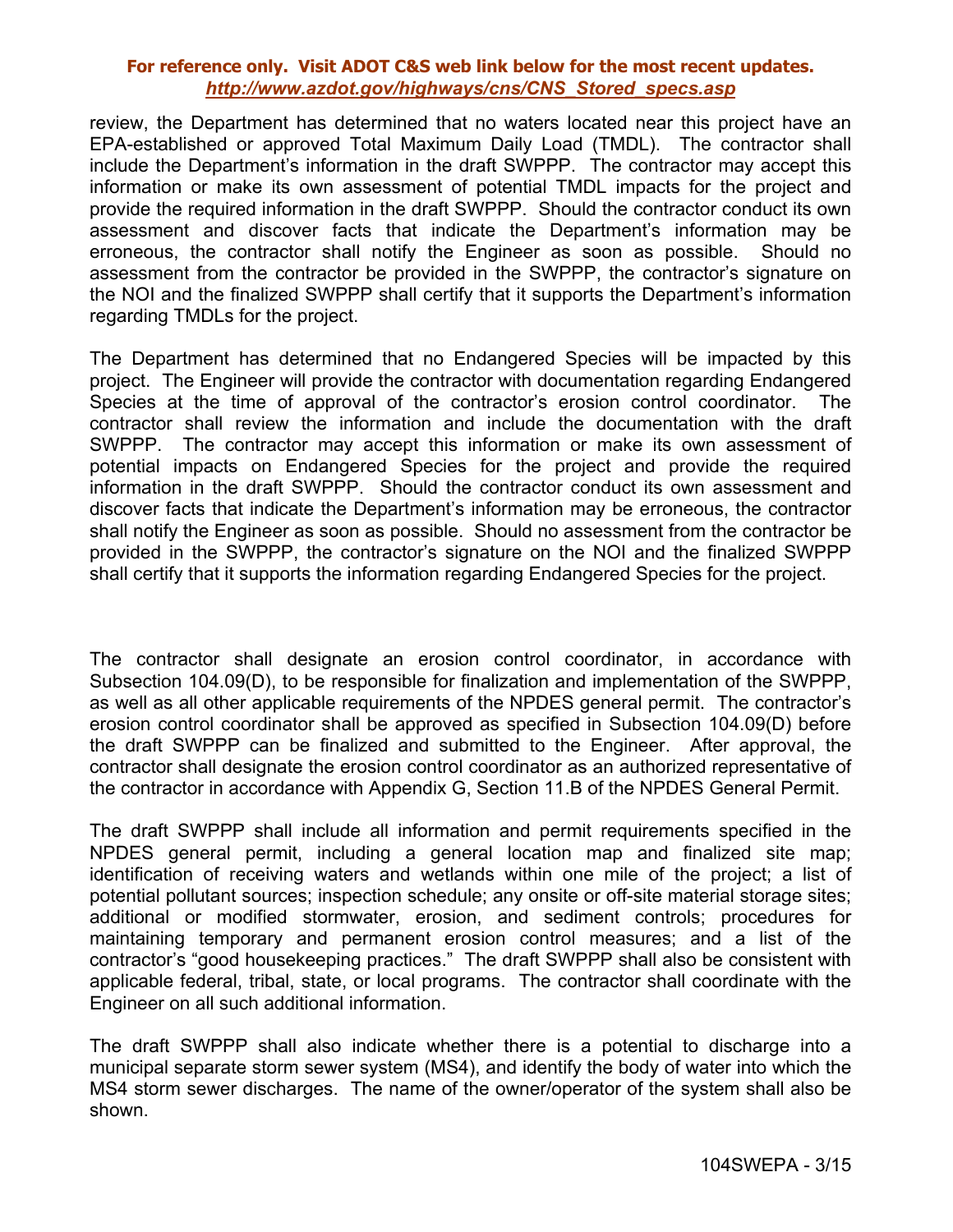review, the Department has determined that no waters located near this project have an EPA-established or approved Total Maximum Daily Load (TMDL). The contractor shall include the Department's information in the draft SWPPP. The contractor may accept this information or make its own assessment of potential TMDL impacts for the project and provide the required information in the draft SWPPP. Should the contractor conduct its own assessment and discover facts that indicate the Department's information may be erroneous, the contractor shall notify the Engineer as soon as possible. Should no assessment from the contractor be provided in the SWPPP, the contractor's signature on the NOI and the finalized SWPPP shall certify that it supports the Department's information regarding TMDLs for the project.

The Department has determined that no Endangered Species will be impacted by this project. The Engineer will provide the contractor with documentation regarding Endangered Species at the time of approval of the contractor's erosion control coordinator. The contractor shall review the information and include the documentation with the draft SWPPP. The contractor may accept this information or make its own assessment of potential impacts on Endangered Species for the project and provide the required information in the draft SWPPP. Should the contractor conduct its own assessment and discover facts that indicate the Department's information may be erroneous, the contractor shall notify the Engineer as soon as possible. Should no assessment from the contractor be provided in the SWPPP, the contractor's signature on the NOI and the finalized SWPPP shall certify that it supports the information regarding Endangered Species for the project.

The contractor shall designate an erosion control coordinator, in accordance with Subsection 104.09(D), to be responsible for finalization and implementation of the SWPPP, as well as all other applicable requirements of the NPDES general permit. The contractor's erosion control coordinator shall be approved as specified in Subsection 104.09(D) before the draft SWPPP can be finalized and submitted to the Engineer. After approval, the contractor shall designate the erosion control coordinator as an authorized representative of the contractor in accordance with Appendix G, Section 11.B of the NPDES General Permit.

The draft SWPPP shall include all information and permit requirements specified in the NPDES general permit, including a general location map and finalized site map; identification of receiving waters and wetlands within one mile of the project; a list of potential pollutant sources; inspection schedule; any onsite or off-site material storage sites; additional or modified stormwater, erosion, and sediment controls; procedures for maintaining temporary and permanent erosion control measures; and a list of the contractor's "good housekeeping practices." The draft SWPPP shall also be consistent with applicable federal, tribal, state, or local programs. The contractor shall coordinate with the Engineer on all such additional information.

The draft SWPPP shall also indicate whether there is a potential to discharge into a municipal separate storm sewer system (MS4), and identify the body of water into which the MS4 storm sewer discharges. The name of the owner/operator of the system shall also be shown.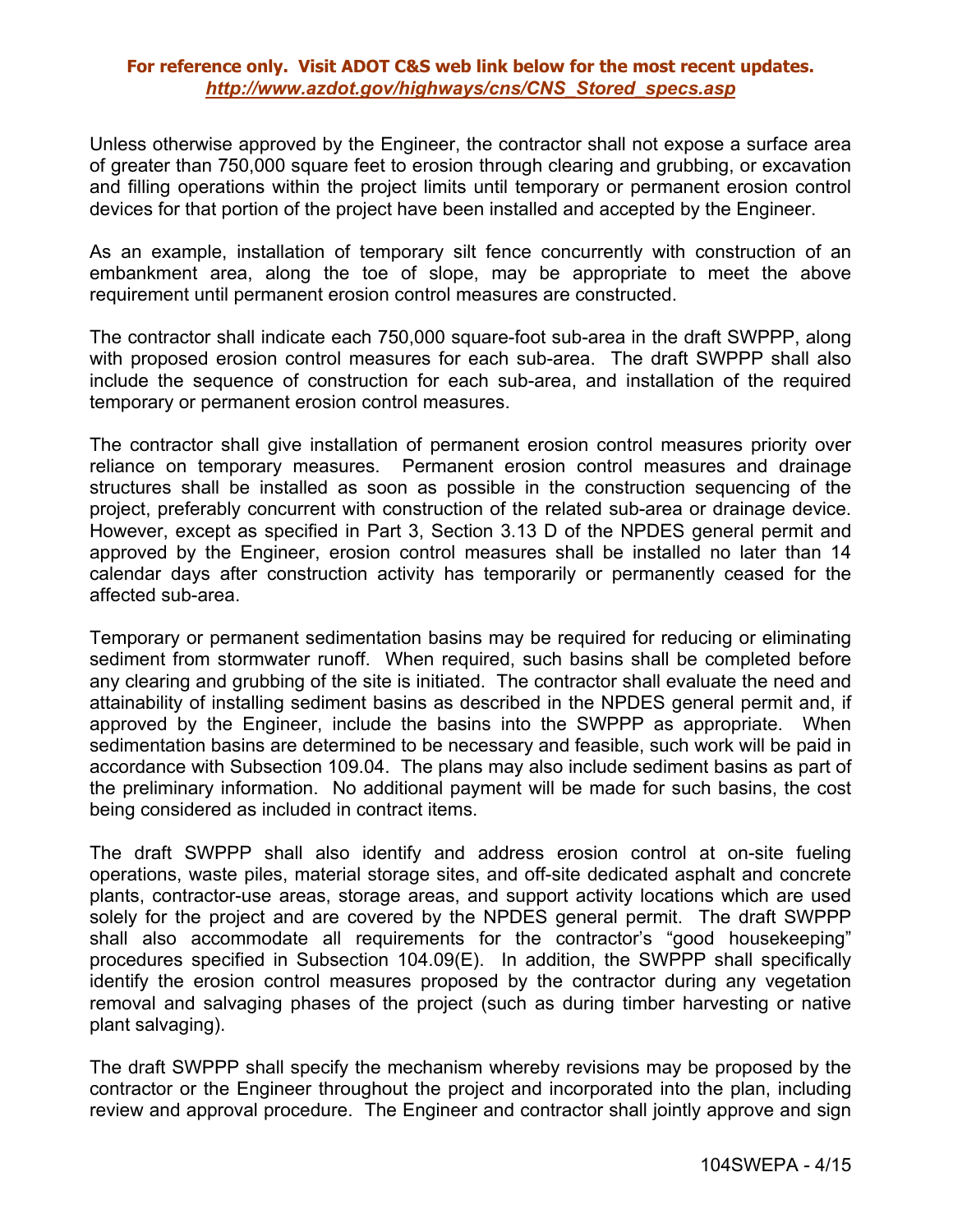Unless otherwise approved by the Engineer, the contractor shall not expose a surface area of greater than 750,000 square feet to erosion through clearing and grubbing, or excavation and filling operations within the project limits until temporary or permanent erosion control devices for that portion of the project have been installed and accepted by the Engineer.

As an example, installation of temporary silt fence concurrently with construction of an embankment area, along the toe of slope, may be appropriate to meet the above requirement until permanent erosion control measures are constructed.

The contractor shall indicate each 750,000 square-foot sub-area in the draft SWPPP, along with proposed erosion control measures for each sub-area. The draft SWPPP shall also include the sequence of construction for each sub-area, and installation of the required temporary or permanent erosion control measures.

The contractor shall give installation of permanent erosion control measures priority over reliance on temporary measures. Permanent erosion control measures and drainage structures shall be installed as soon as possible in the construction sequencing of the project, preferably concurrent with construction of the related sub-area or drainage device. However, except as specified in Part 3, Section 3.13 D of the NPDES general permit and approved by the Engineer, erosion control measures shall be installed no later than 14 calendar days after construction activity has temporarily or permanently ceased for the affected sub-area.

Temporary or permanent sedimentation basins may be required for reducing or eliminating sediment from stormwater runoff. When required, such basins shall be completed before any clearing and grubbing of the site is initiated. The contractor shall evaluate the need and attainability of installing sediment basins as described in the NPDES general permit and, if approved by the Engineer, include the basins into the SWPPP as appropriate. When sedimentation basins are determined to be necessary and feasible, such work will be paid in accordance with Subsection 109.04. The plans may also include sediment basins as part of the preliminary information. No additional payment will be made for such basins, the cost being considered as included in contract items.

The draft SWPPP shall also identify and address erosion control at on-site fueling operations, waste piles, material storage sites, and off-site dedicated asphalt and concrete plants, contractor-use areas, storage areas, and support activity locations which are used solely for the project and are covered by the NPDES general permit. The draft SWPPP shall also accommodate all requirements for the contractor's "good housekeeping" procedures specified in Subsection 104.09(E). In addition, the SWPPP shall specifically identify the erosion control measures proposed by the contractor during any vegetation removal and salvaging phases of the project (such as during timber harvesting or native plant salvaging).

The draft SWPPP shall specify the mechanism whereby revisions may be proposed by the contractor or the Engineer throughout the project and incorporated into the plan, including review and approval procedure. The Engineer and contractor shall jointly approve and sign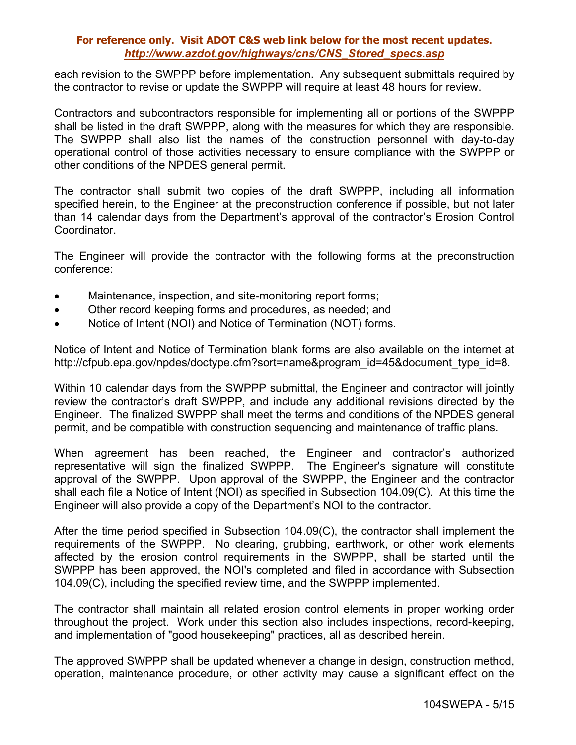each revision to the SWPPP before implementation. Any subsequent submittals required by the contractor to revise or update the SWPPP will require at least 48 hours for review.

Contractors and subcontractors responsible for implementing all or portions of the SWPPP shall be listed in the draft SWPPP, along with the measures for which they are responsible. The SWPPP shall also list the names of the construction personnel with day-to-day operational control of those activities necessary to ensure compliance with the SWPPP or other conditions of the NPDES general permit.

The contractor shall submit two copies of the draft SWPPP, including all information specified herein, to the Engineer at the preconstruction conference if possible, but not later than 14 calendar days from the Department's approval of the contractor's Erosion Control Coordinator.

The Engineer will provide the contractor with the following forms at the preconstruction conference:

- Maintenance, inspection, and site-monitoring report forms;
- Other record keeping forms and procedures, as needed; and
- Notice of Intent (NOI) and Notice of Termination (NOT) forms.

Notice of Intent and Notice of Termination blank forms are also available on the internet at http://cfpub.epa.gov/npdes/doctype.cfm?sort=name&program_id=45&document_type_id=8.

Within 10 calendar days from the SWPPP submittal, the Engineer and contractor will jointly review the contractor's draft SWPPP, and include any additional revisions directed by the Engineer. The finalized SWPPP shall meet the terms and conditions of the NPDES general permit, and be compatible with construction sequencing and maintenance of traffic plans.

When agreement has been reached, the Engineer and contractor's authorized representative will sign the finalized SWPPP. The Engineer's signature will constitute approval of the SWPPP. Upon approval of the SWPPP, the Engineer and the contractor shall each file a Notice of Intent (NOI) as specified in Subsection 104.09(C). At this time the Engineer will also provide a copy of the Department's NOI to the contractor.

After the time period specified in Subsection 104.09(C), the contractor shall implement the requirements of the SWPPP. No clearing, grubbing, earthwork, or other work elements affected by the erosion control requirements in the SWPPP, shall be started until the SWPPP has been approved, the NOI's completed and filed in accordance with Subsection 104.09(C), including the specified review time, and the SWPPP implemented.

The contractor shall maintain all related erosion control elements in proper working order throughout the project. Work under this section also includes inspections, record-keeping, and implementation of "good housekeeping" practices, all as described herein.

The approved SWPPP shall be updated whenever a change in design, construction method, operation, maintenance procedure, or other activity may cause a significant effect on the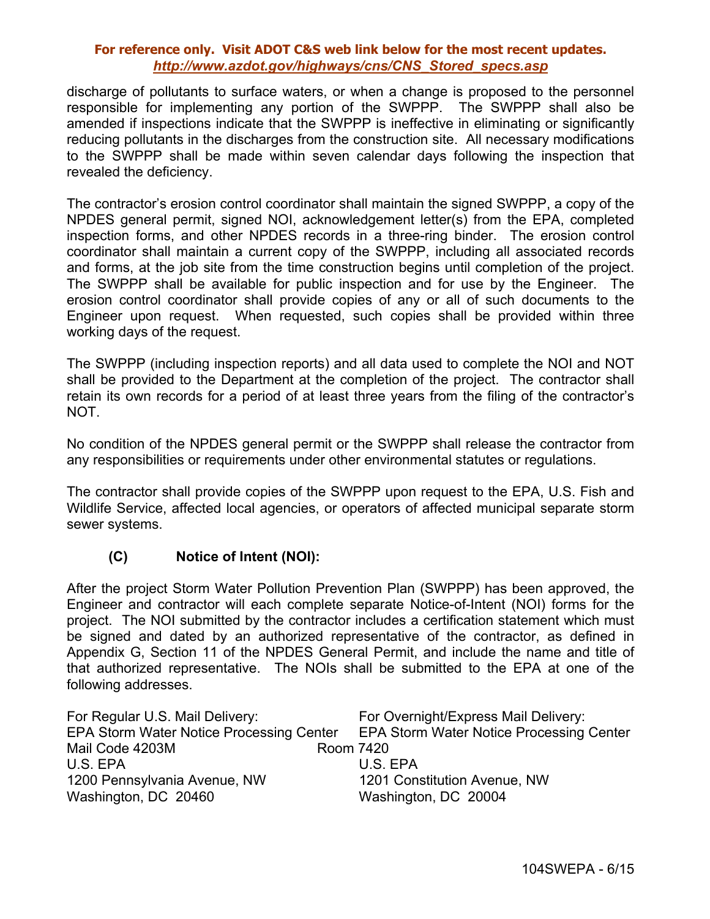discharge of pollutants to surface waters, or when a change is proposed to the personnel responsible for implementing any portion of the SWPPP. The SWPPP shall also be amended if inspections indicate that the SWPPP is ineffective in eliminating or significantly reducing pollutants in the discharges from the construction site. All necessary modifications to the SWPPP shall be made within seven calendar days following the inspection that revealed the deficiency.

The contractor's erosion control coordinator shall maintain the signed SWPPP, a copy of the NPDES general permit, signed NOI, acknowledgement letter(s) from the EPA, completed inspection forms, and other NPDES records in a three-ring binder. The erosion control coordinator shall maintain a current copy of the SWPPP, including all associated records and forms, at the job site from the time construction begins until completion of the project. The SWPPP shall be available for public inspection and for use by the Engineer. The erosion control coordinator shall provide copies of any or all of such documents to the Engineer upon request. When requested, such copies shall be provided within three working days of the request.

The SWPPP (including inspection reports) and all data used to complete the NOI and NOT shall be provided to the Department at the completion of the project. The contractor shall retain its own records for a period of at least three years from the filing of the contractor's NOT.

No condition of the NPDES general permit or the SWPPP shall release the contractor from any responsibilities or requirements under other environmental statutes or regulations.

The contractor shall provide copies of the SWPPP upon request to the EPA, U.S. Fish and Wildlife Service, affected local agencies, or operators of affected municipal separate storm sewer systems.

**(C) Notice of Intent (NOI):**

After the project Storm Water Pollution Prevention Plan (SWPPP) has been approved, the Engineer and contractor will each complete separate Notice-of-Intent (NOI) forms for the project. The NOI submitted by the contractor includes a certification statement which must be signed and dated by an authorized representative of the contractor, as defined in Appendix G, Section 11 of the NPDES General Permit, and include the name and title of that authorized representative. The NOIs shall be submitted to the EPA at one of the following addresses.

For Regular U.S. Mail Delivery:
EPA Storm Water Notice Processing Center
Mail Code 4203M
U.S. EPA
1200 Pennsylvania Avenue, NW
Washington, DC 20460

For Overnight/Express Mail Delivery:
EPA Storm Water Notice Processing Center
Room 7420
U.S. EPA
1201 Constitution Avenue, NW
Washington, DC 20004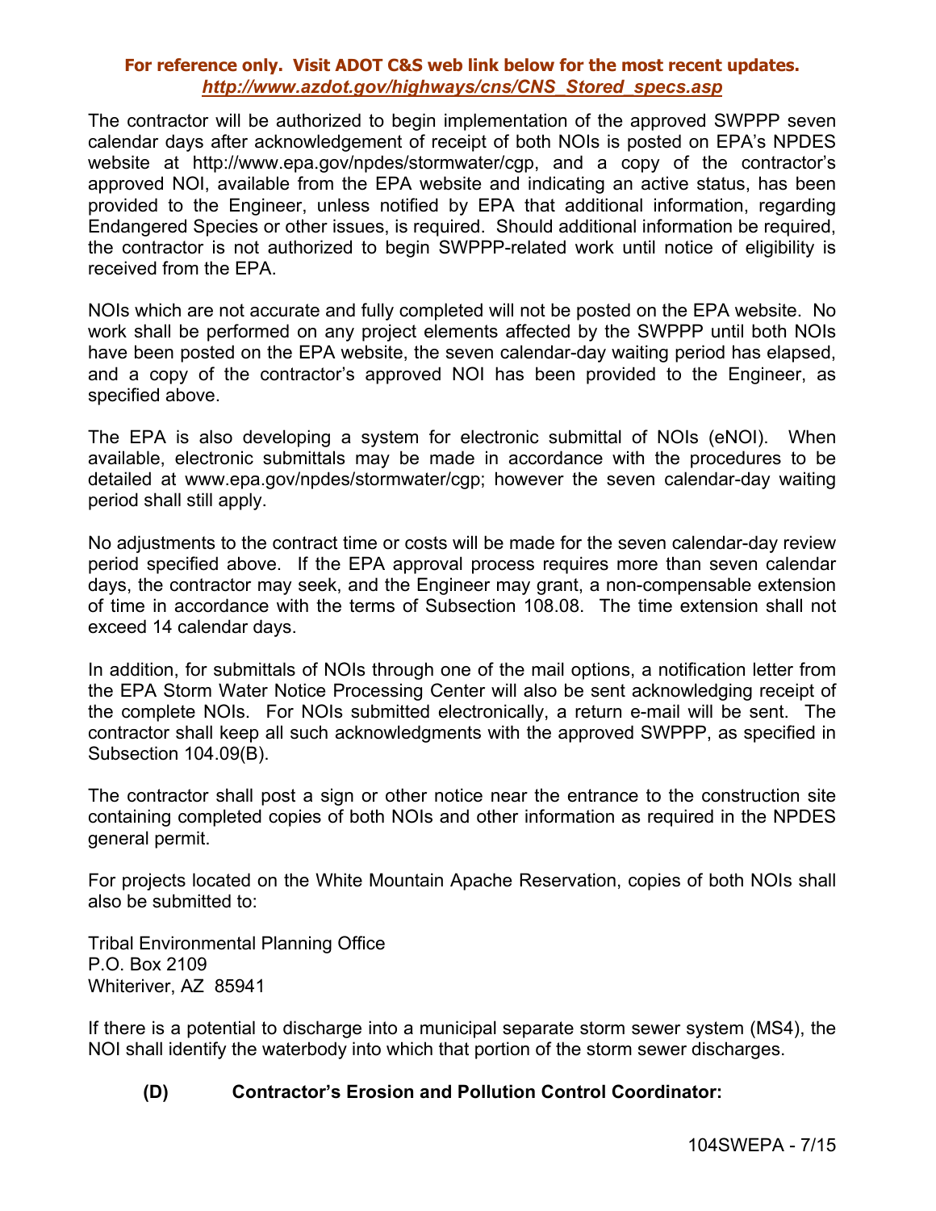The contractor will be authorized to begin implementation of the approved SWPPP seven calendar days after acknowledgement of receipt of both NOIs is posted on EPA's NPDES website at http://www.epa.gov/npdes/stormwater/cgp, and a copy of the contractor's approved NOI, available from the EPA website and indicating an active status, has been provided to the Engineer, unless notified by EPA that additional information, regarding Endangered Species or other issues, is required. Should additional information be required, the contractor is not authorized to begin SWPPP-related work until notice of eligibility is received from the EPA.

NOIs which are not accurate and fully completed will not be posted on the EPA website. No work shall be performed on any project elements affected by the SWPPP until both NOIs have been posted on the EPA website, the seven calendar-day waiting period has elapsed, and a copy of the contractor's approved NOI has been provided to the Engineer, as specified above.

The EPA is also developing a system for electronic submittal of NOIs (eNOI). When available, electronic submittals may be made in accordance with the procedures to be detailed at www.epa.gov/npdes/stormwater/cgp; however the seven calendar-day waiting period shall still apply.

No adjustments to the contract time or costs will be made for the seven calendar-day review period specified above. If the EPA approval process requires more than seven calendar days, the contractor may seek, and the Engineer may grant, a non-compensable extension of time in accordance with the terms of Subsection 108.08. The time extension shall not exceed 14 calendar days.

In addition, for submittals of NOIs through one of the mail options, a notification letter from the EPA Storm Water Notice Processing Center will also be sent acknowledging receipt of the complete NOIs. For NOIs submitted electronically, a return e-mail will be sent. The contractor shall keep all such acknowledgments with the approved SWPPP, as specified in Subsection 104.09(B).

The contractor shall post a sign or other notice near the entrance to the construction site containing completed copies of both NOIs and other information as required in the NPDES general permit.

For projects located on the White Mountain Apache Reservation, copies of both NOIs shall also be submitted to:

Tribal Environmental Planning Office
P.O. Box 2109
Whiteriver, AZ 85941

If there is a potential to discharge into a municipal separate storm sewer system (MS4), the NOI shall identify the waterbody into which that portion of the storm sewer discharges.

**(D) Contractor's Erosion and Pollution Control Coordinator:**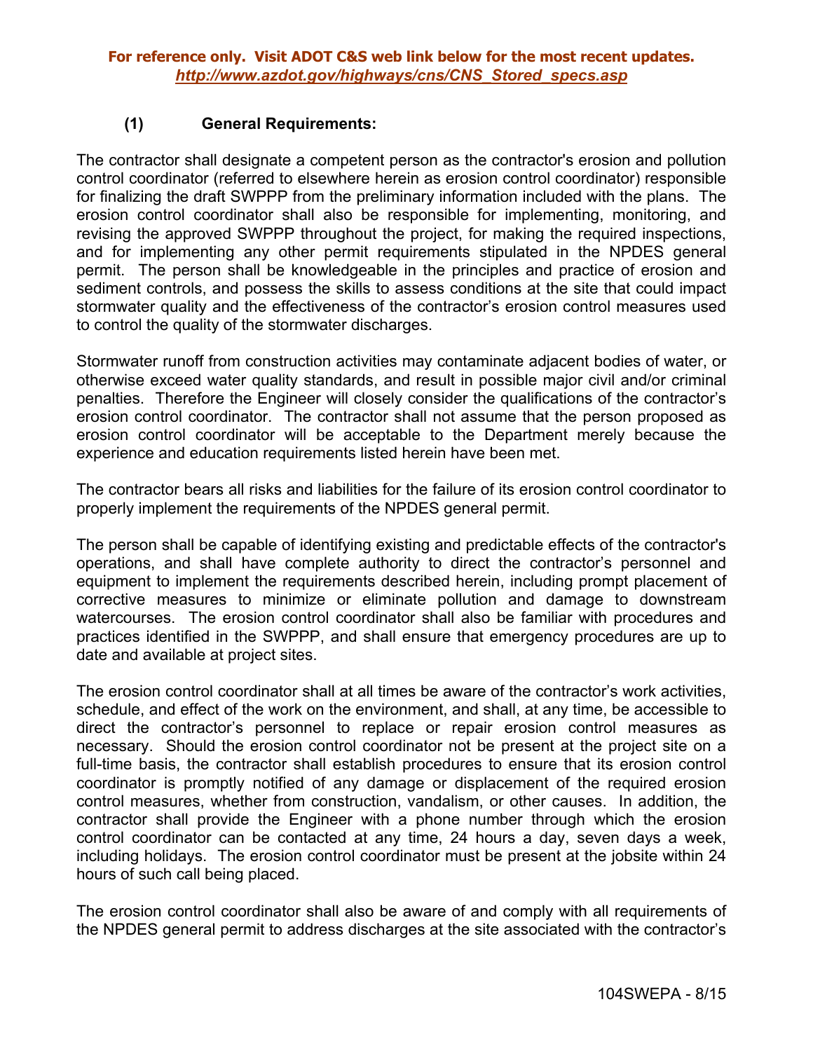**For reference only. Visit ADOT C&S web link below for the most recent updates.**
***http://www.azdot.gov/highways/cns/CNS_Stored_specs.asp***

**(1) General Requirements:**

The contractor shall designate a competent person as the contractor's erosion and pollution control coordinator (referred to elsewhere herein as erosion control coordinator) responsible for finalizing the draft SWPPP from the preliminary information included with the plans. The erosion control coordinator shall also be responsible for implementing, monitoring, and revising the approved SWPPP throughout the project, for making the required inspections, and for implementing any other permit requirements stipulated in the NPDES general permit. The person shall be knowledgeable in the principles and practice of erosion and sediment controls, and possess the skills to assess conditions at the site that could impact stormwater quality and the effectiveness of the contractor's erosion control measures used to control the quality of the stormwater discharges.

Stormwater runoff from construction activities may contaminate adjacent bodies of water, or otherwise exceed water quality standards, and result in possible major civil and/or criminal penalties. Therefore the Engineer will closely consider the qualifications of the contractor's erosion control coordinator. The contractor shall not assume that the person proposed as erosion control coordinator will be acceptable to the Department merely because the experience and education requirements listed herein have been met.

The contractor bears all risks and liabilities for the failure of its erosion control coordinator to properly implement the requirements of the NPDES general permit.

The person shall be capable of identifying existing and predictable effects of the contractor's operations, and shall have complete authority to direct the contractor's personnel and equipment to implement the requirements described herein, including prompt placement of corrective measures to minimize or eliminate pollution and damage to downstream watercourses. The erosion control coordinator shall also be familiar with procedures and practices identified in the SWPPP, and shall ensure that emergency procedures are up to date and available at project sites.

The erosion control coordinator shall at all times be aware of the contractor's work activities, schedule, and effect of the work on the environment, and shall, at any time, be accessible to direct the contractor's personnel to replace or repair erosion control measures as necessary. Should the erosion control coordinator not be present at the project site on a full-time basis, the contractor shall establish procedures to ensure that its erosion control coordinator is promptly notified of any damage or displacement of the required erosion control measures, whether from construction, vandalism, or other causes. In addition, the contractor shall provide the Engineer with a phone number through which the erosion control coordinator can be contacted at any time, 24 hours a day, seven days a week, including holidays. The erosion control coordinator must be present at the jobsite within 24 hours of such call being placed.

The erosion control coordinator shall also be aware of and comply with all requirements of the NPDES general permit to address discharges at the site associated with the contractor's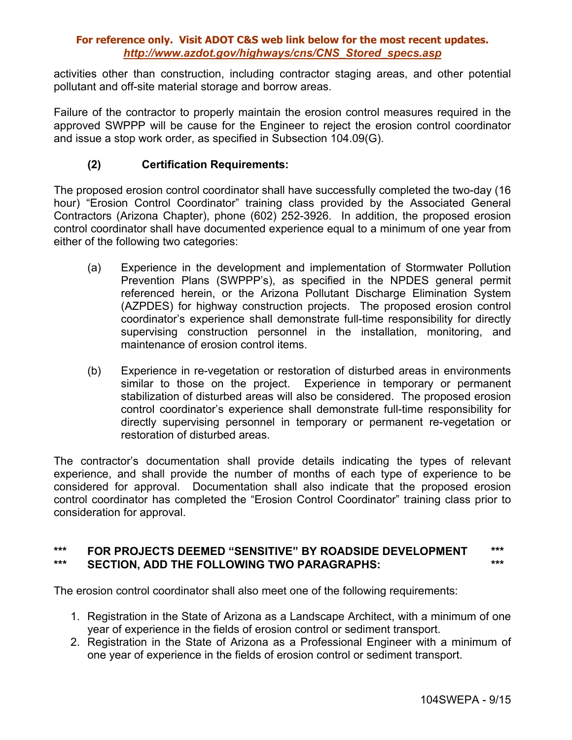activities other than construction, including contractor staging areas, and other potential pollutant and off-site material storage and borrow areas.

Failure of the contractor to properly maintain the erosion control measures required in the approved SWPPP will be cause for the Engineer to reject the erosion control coordinator and issue a stop work order, as specified in Subsection 104.09(G).

**(2) Certification Requirements:**

The proposed erosion control coordinator shall have successfully completed the two-day (16 hour) "Erosion Control Coordinator" training class provided by the Associated General Contractors (Arizona Chapter), phone (602) 252-3926. In addition, the proposed erosion control coordinator shall have documented experience equal to a minimum of one year from either of the following two categories:

(a) Experience in the development and implementation of Stormwater Pollution Prevention Plans (SWPPP's), as specified in the NPDES general permit referenced herein, or the Arizona Pollutant Discharge Elimination System (AZPDES) for highway construction projects. The proposed erosion control coordinator's experience shall demonstrate full-time responsibility for directly supervising construction personnel in the installation, monitoring, and maintenance of erosion control items.

(b) Experience in re-vegetation or restoration of disturbed areas in environments similar to those on the project. Experience in temporary or permanent stabilization of disturbed areas will also be considered. The proposed erosion control coordinator's experience shall demonstrate full-time responsibility for directly supervising personnel in temporary or permanent re-vegetation or restoration of disturbed areas.

The contractor's documentation shall provide details indicating the types of relevant experience, and shall provide the number of months of each type of experience to be considered for approval. Documentation shall also indicate that the proposed erosion control coordinator has completed the "Erosion Control Coordinator" training class prior to consideration for approval.

**\*\*\* FOR PROJECTS DEEMED "SENSITIVE" BY ROADSIDE DEVELOPMENT \*\*\***
**\*\*\* SECTION, ADD THE FOLLOWING TWO PARAGRAPHS: \*\*\***

The erosion control coordinator shall also meet one of the following requirements:

1. Registration in the State of Arizona as a Landscape Architect, with a minimum of one year of experience in the fields of erosion control or sediment transport.
2. Registration in the State of Arizona as a Professional Engineer with a minimum of one year of experience in the fields of erosion control or sediment transport.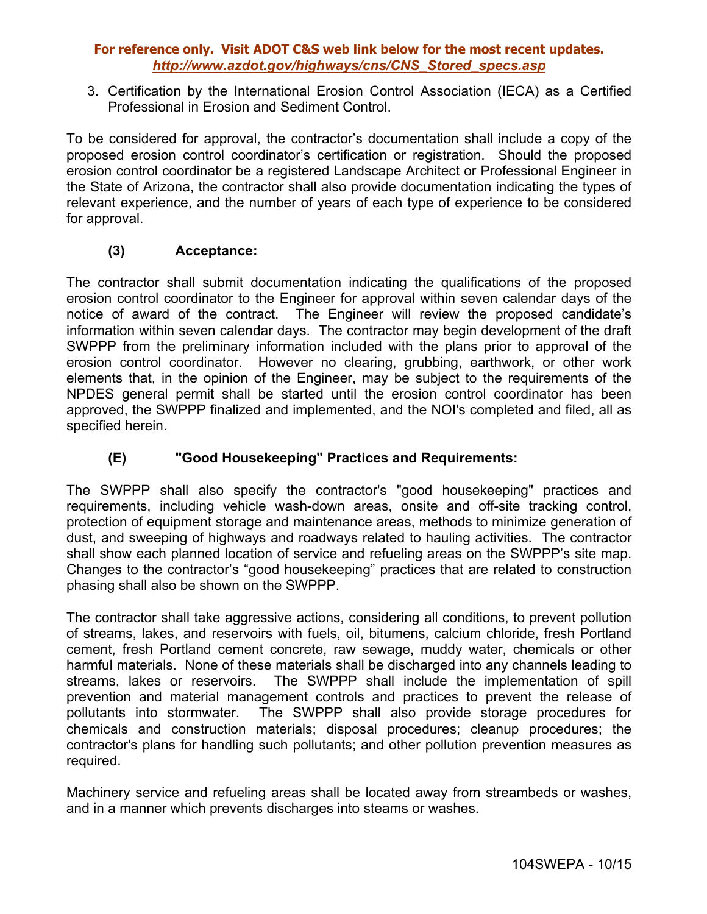3. Certification by the International Erosion Control Association (IECA) as a Certified Professional in Erosion and Sediment Control.

To be considered for approval, the contractor's documentation shall include a copy of the proposed erosion control coordinator's certification or registration. Should the proposed erosion control coordinator be a registered Landscape Architect or Professional Engineer in the State of Arizona, the contractor shall also provide documentation indicating the types of relevant experience, and the number of years of each type of experience to be considered for approval.

**(3) Acceptance:**

The contractor shall submit documentation indicating the qualifications of the proposed erosion control coordinator to the Engineer for approval within seven calendar days of the notice of award of the contract. The Engineer will review the proposed candidate's information within seven calendar days. The contractor may begin development of the draft SWPPP from the preliminary information included with the plans prior to approval of the erosion control coordinator. However no clearing, grubbing, earthwork, or other work elements that, in the opinion of the Engineer, may be subject to the requirements of the NPDES general permit shall be started until the erosion control coordinator has been approved, the SWPPP finalized and implemented, and the NOI's completed and filed, all as specified herein.

**(E) "Good Housekeeping" Practices and Requirements:**

The SWPPP shall also specify the contractor's "good housekeeping" practices and requirements, including vehicle wash-down areas, onsite and off-site tracking control, protection of equipment storage and maintenance areas, methods to minimize generation of dust, and sweeping of highways and roadways related to hauling activities. The contractor shall show each planned location of service and refueling areas on the SWPPP's site map. Changes to the contractor's "good housekeeping" practices that are related to construction phasing shall also be shown on the SWPPP.

The contractor shall take aggressive actions, considering all conditions, to prevent pollution of streams, lakes, and reservoirs with fuels, oil, bitumens, calcium chloride, fresh Portland cement, fresh Portland cement concrete, raw sewage, muddy water, chemicals or other harmful materials. None of these materials shall be discharged into any channels leading to streams, lakes or reservoirs. The SWPPP shall include the implementation of spill prevention and material management controls and practices to prevent the release of pollutants into stormwater. The SWPPP shall also provide storage procedures for chemicals and construction materials; disposal procedures; cleanup procedures; the contractor's plans for handling such pollutants; and other pollution prevention measures as required.

Machinery service and refueling areas shall be located away from streambeds or washes, and in a manner which prevents discharges into steams or washes.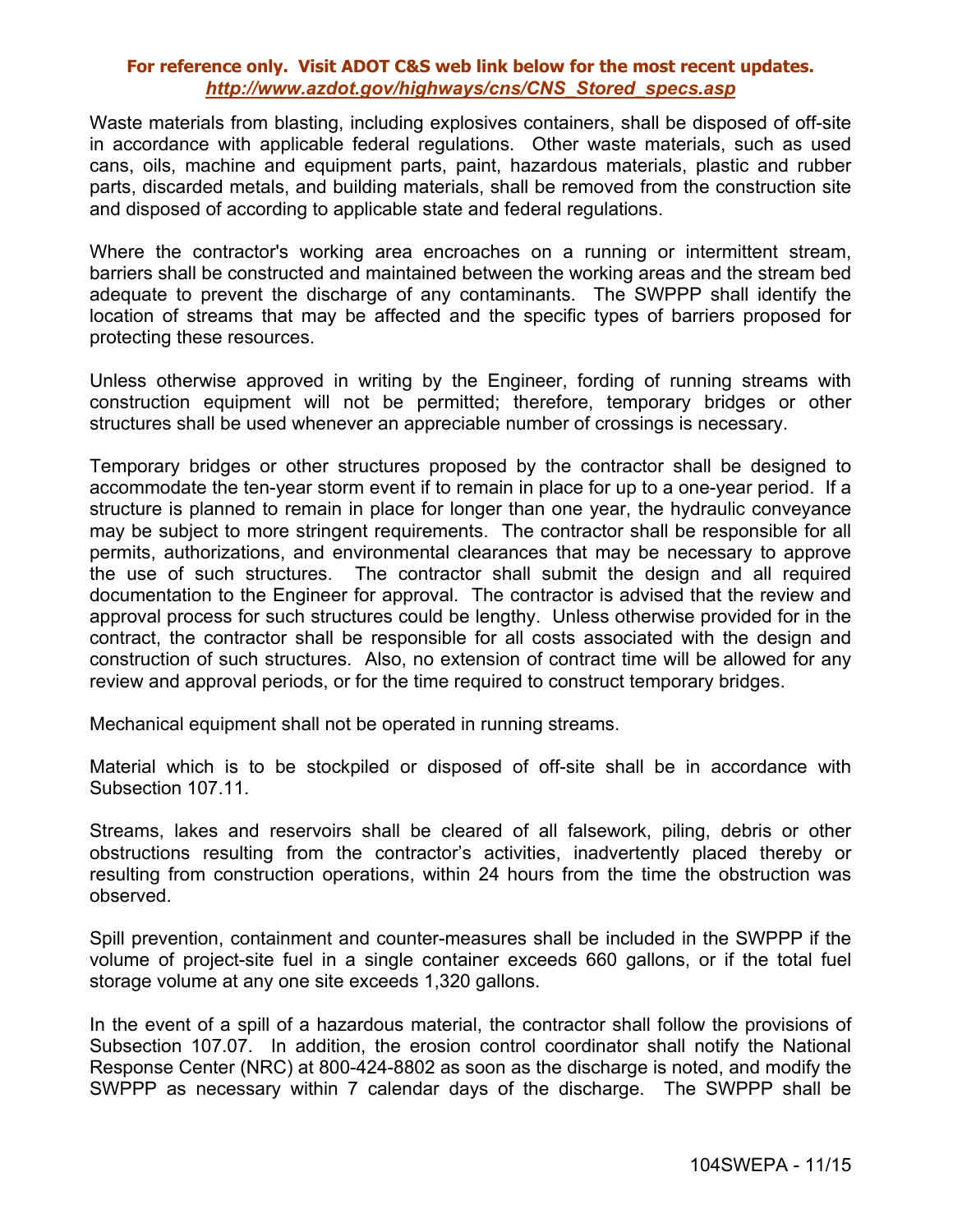Waste materials from blasting, including explosives containers, shall be disposed of off-site in accordance with applicable federal regulations. Other waste materials, such as used cans, oils, machine and equipment parts, paint, hazardous materials, plastic and rubber parts, discarded metals, and building materials, shall be removed from the construction site and disposed of according to applicable state and federal regulations.

Where the contractor's working area encroaches on a running or intermittent stream, barriers shall be constructed and maintained between the working areas and the stream bed adequate to prevent the discharge of any contaminants. The SWPPP shall identify the location of streams that may be affected and the specific types of barriers proposed for protecting these resources.

Unless otherwise approved in writing by the Engineer, fording of running streams with construction equipment will not be permitted; therefore, temporary bridges or other structures shall be used whenever an appreciable number of crossings is necessary.

Temporary bridges or other structures proposed by the contractor shall be designed to accommodate the ten-year storm event if to remain in place for up to a one-year period. If a structure is planned to remain in place for longer than one year, the hydraulic conveyance may be subject to more stringent requirements. The contractor shall be responsible for all permits, authorizations, and environmental clearances that may be necessary to approve the use of such structures. The contractor shall submit the design and all required documentation to the Engineer for approval. The contractor is advised that the review and approval process for such structures could be lengthy. Unless otherwise provided for in the contract, the contractor shall be responsible for all costs associated with the design and construction of such structures. Also, no extension of contract time will be allowed for any review and approval periods, or for the time required to construct temporary bridges.

Mechanical equipment shall not be operated in running streams.

Material which is to be stockpiled or disposed of off-site shall be in accordance with Subsection 107.11.

Streams, lakes and reservoirs shall be cleared of all falsework, piling, debris or other obstructions resulting from the contractor's activities, inadvertently placed thereby or resulting from construction operations, within 24 hours from the time the obstruction was observed.

Spill prevention, containment and counter-measures shall be included in the SWPPP if the volume of project-site fuel in a single container exceeds 660 gallons, or if the total fuel storage volume at any one site exceeds 1,320 gallons.

In the event of a spill of a hazardous material, the contractor shall follow the provisions of Subsection 107.07. In addition, the erosion control coordinator shall notify the National Response Center (NRC) at 800-424-8802 as soon as the discharge is noted, and modify the SWPPP as necessary within 7 calendar days of the discharge. The SWPPP shall be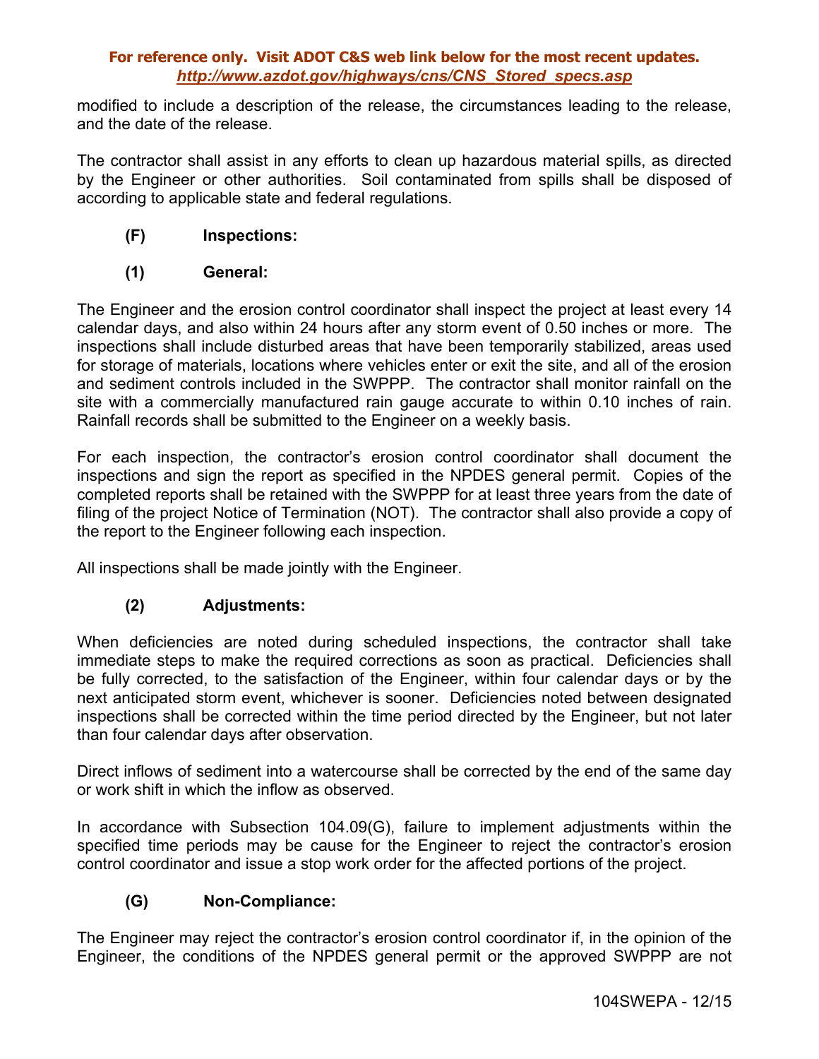modified to include a description of the release, the circumstances leading to the release, and the date of the release.

The contractor shall assist in any efforts to clean up hazardous material spills, as directed by the Engineer or other authorities. Soil contaminated from spills shall be disposed of according to applicable state and federal regulations.

**(F) Inspections:**

**(1) General:**

The Engineer and the erosion control coordinator shall inspect the project at least every 14 calendar days, and also within 24 hours after any storm event of 0.50 inches or more. The inspections shall include disturbed areas that have been temporarily stabilized, areas used for storage of materials, locations where vehicles enter or exit the site, and all of the erosion and sediment controls included in the SWPPP. The contractor shall monitor rainfall on the site with a commercially manufactured rain gauge accurate to within 0.10 inches of rain. Rainfall records shall be submitted to the Engineer on a weekly basis.

For each inspection, the contractor's erosion control coordinator shall document the inspections and sign the report as specified in the NPDES general permit. Copies of the completed reports shall be retained with the SWPPP for at least three years from the date of filing of the project Notice of Termination (NOT). The contractor shall also provide a copy of the report to the Engineer following each inspection.

All inspections shall be made jointly with the Engineer.

**(2) Adjustments:**

When deficiencies are noted during scheduled inspections, the contractor shall take immediate steps to make the required corrections as soon as practical. Deficiencies shall be fully corrected, to the satisfaction of the Engineer, within four calendar days or by the next anticipated storm event, whichever is sooner. Deficiencies noted between designated inspections shall be corrected within the time period directed by the Engineer, but not later than four calendar days after observation.

Direct inflows of sediment into a watercourse shall be corrected by the end of the same day or work shift in which the inflow as observed.

In accordance with Subsection 104.09(G), failure to implement adjustments within the specified time periods may be cause for the Engineer to reject the contractor's erosion control coordinator and issue a stop work order for the affected portions of the project.

**(G) Non-Compliance:**

The Engineer may reject the contractor's erosion control coordinator if, in the opinion of the Engineer, the conditions of the NPDES general permit or the approved SWPPP are not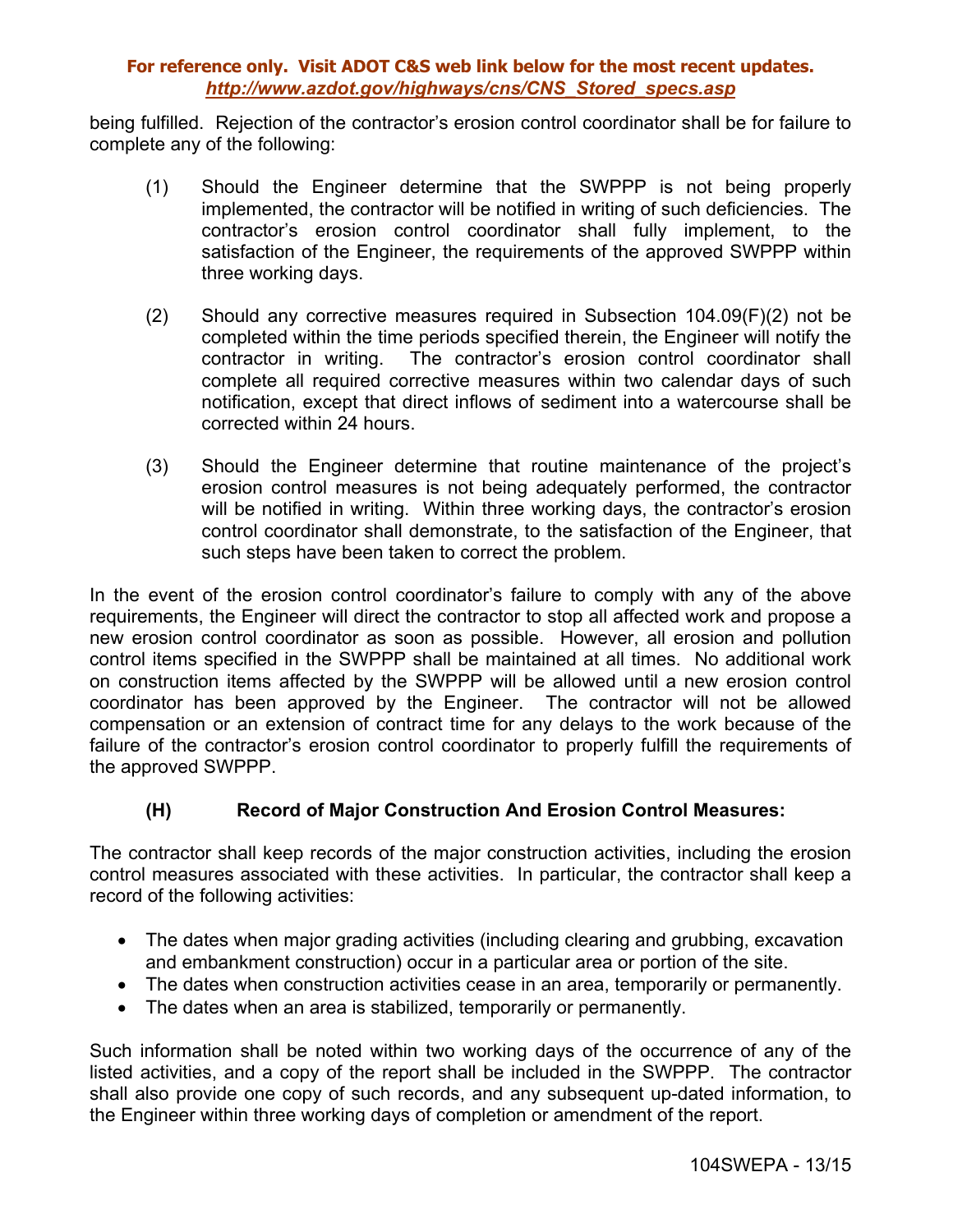being fulfilled. Rejection of the contractor's erosion control coordinator shall be for failure to complete any of the following:

(1) Should the Engineer determine that the SWPPP is not being properly implemented, the contractor will be notified in writing of such deficiencies. The contractor's erosion control coordinator shall fully implement, to the satisfaction of the Engineer, the requirements of the approved SWPPP within three working days.

(2) Should any corrective measures required in Subsection 104.09(F)(2) not be completed within the time periods specified therein, the Engineer will notify the contractor in writing. The contractor's erosion control coordinator shall complete all required corrective measures within two calendar days of such notification, except that direct inflows of sediment into a watercourse shall be corrected within 24 hours.

(3) Should the Engineer determine that routine maintenance of the project's erosion control measures is not being adequately performed, the contractor will be notified in writing. Within three working days, the contractor's erosion control coordinator shall demonstrate, to the satisfaction of the Engineer, that such steps have been taken to correct the problem.

In the event of the erosion control coordinator's failure to comply with any of the above requirements, the Engineer will direct the contractor to stop all affected work and propose a new erosion control coordinator as soon as possible. However, all erosion and pollution control items specified in the SWPPP shall be maintained at all times. No additional work on construction items affected by the SWPPP will be allowed until a new erosion control coordinator has been approved by the Engineer. The contractor will not be allowed compensation or an extension of contract time for any delays to the work because of the failure of the contractor's erosion control coordinator to properly fulfill the requirements of the approved SWPPP.

### (H) Record of Major Construction And Erosion Control Measures:

The contractor shall keep records of the major construction activities, including the erosion control measures associated with these activities. In particular, the contractor shall keep a record of the following activities:

- The dates when major grading activities (including clearing and grubbing, excavation and embankment construction) occur in a particular area or portion of the site.
- The dates when construction activities cease in an area, temporarily or permanently.
- The dates when an area is stabilized, temporarily or permanently.

Such information shall be noted within two working days of the occurrence of any of the listed activities, and a copy of the report shall be included in the SWPPP. The contractor shall also provide one copy of such records, and any subsequent up-dated information, to the Engineer within three working days of completion or amendment of the report.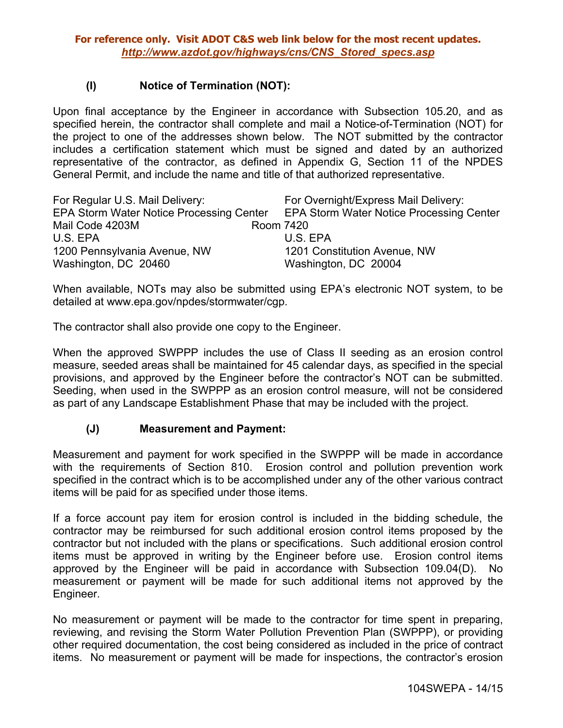### (I) Notice of Termination (NOT):

Upon final acceptance by the Engineer in accordance with Subsection 105.20, and as specified herein, the contractor shall complete and mail a Notice-of-Termination (NOT) for the project to one of the addresses shown below. The NOT submitted by the contractor includes a certification statement which must be signed and dated by an authorized representative of the contractor, as defined in Appendix G, Section 11 of the NPDES General Permit, and include the name and title of that authorized representative.

| For Regular U.S. Mail Delivery: | For Overnight/Express Mail Delivery: |
|---|---|
| EPA Storm Water Notice Processing Center | EPA Storm Water Notice Processing Center |
| Mail Code 4203M | Room 7420 |
| U.S. EPA | U.S. EPA |
| 1200 Pennsylvania Avenue, NW | 1201 Constitution Avenue, NW |
| Washington, DC 20460 | Washington, DC 20004 |

When available, NOTs may also be submitted using EPA's electronic NOT system, to be detailed at www.epa.gov/npdes/stormwater/cgp.

The contractor shall also provide one copy to the Engineer.

When the approved SWPPP includes the use of Class II seeding as an erosion control measure, seeded areas shall be maintained for 45 calendar days, as specified in the special provisions, and approved by the Engineer before the contractor's NOT can be submitted. Seeding, when used in the SWPPP as an erosion control measure, will not be considered as part of any Landscape Establishment Phase that may be included with the project.

### (J) Measurement and Payment:

Measurement and payment for work specified in the SWPPP will be made in accordance with the requirements of Section 810. Erosion control and pollution prevention work specified in the contract which is to be accomplished under any of the other various contract items will be paid for as specified under those items.

If a force account pay item for erosion control is included in the bidding schedule, the contractor may be reimbursed for such additional erosion control items proposed by the contractor but not included with the plans or specifications. Such additional erosion control items must be approved in writing by the Engineer before use. Erosion control items approved by the Engineer will be paid in accordance with Subsection 109.04(D). No measurement or payment will be made for such additional items not approved by the Engineer.

No measurement or payment will be made to the contractor for time spent in preparing, reviewing, and revising the Storm Water Pollution Prevention Plan (SWPPP), or providing other required documentation, the cost being considered as included in the price of contract items. No measurement or payment will be made for inspections, the contractor's erosion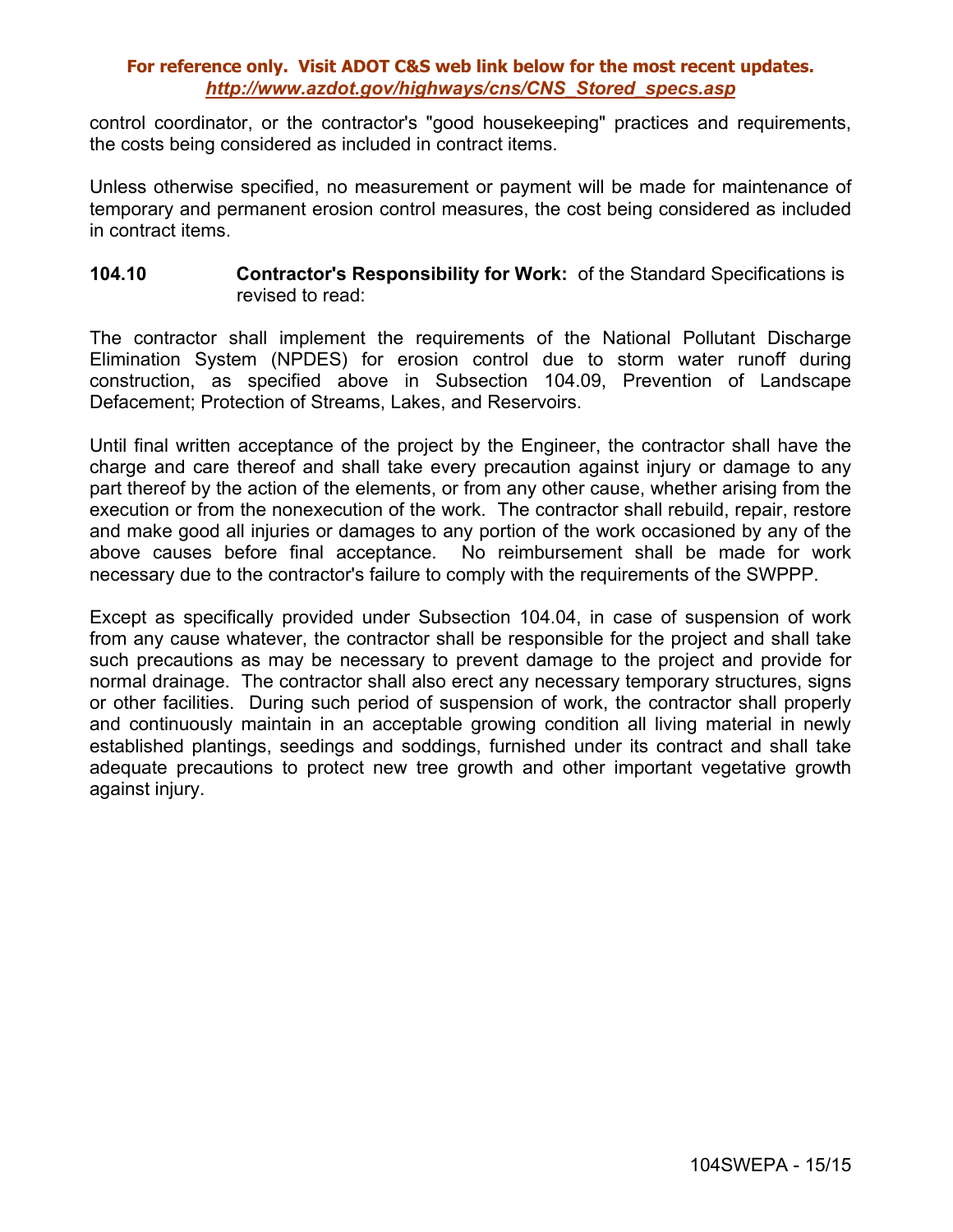control coordinator, or the contractor's "good housekeeping" practices and requirements, the costs being considered as included in contract items.

Unless otherwise specified, no measurement or payment will be made for maintenance of temporary and permanent erosion control measures, the cost being considered as included in contract items.

**104.10 Contractor's Responsibility for Work:** of the Standard Specifications is revised to read:

The contractor shall implement the requirements of the National Pollutant Discharge Elimination System (NPDES) for erosion control due to storm water runoff during construction, as specified above in Subsection 104.09, Prevention of Landscape Defacement; Protection of Streams, Lakes, and Reservoirs.

Until final written acceptance of the project by the Engineer, the contractor shall have the charge and care thereof and shall take every precaution against injury or damage to any part thereof by the action of the elements, or from any other cause, whether arising from the execution or from the nonexecution of the work. The contractor shall rebuild, repair, restore and make good all injuries or damages to any portion of the work occasioned by any of the above causes before final acceptance. No reimbursement shall be made for work necessary due to the contractor's failure to comply with the requirements of the SWPPP.

Except as specifically provided under Subsection 104.04, in case of suspension of work from any cause whatever, the contractor shall be responsible for the project and shall take such precautions as may be necessary to prevent damage to the project and provide for normal drainage. The contractor shall also erect any necessary temporary structures, signs or other facilities. During such period of suspension of work, the contractor shall properly and continuously maintain in an acceptable growing condition all living material in newly established plantings, seedings and soddings, furnished under its contract and shall take adequate precautions to protect new tree growth and other important vegetative growth against injury.